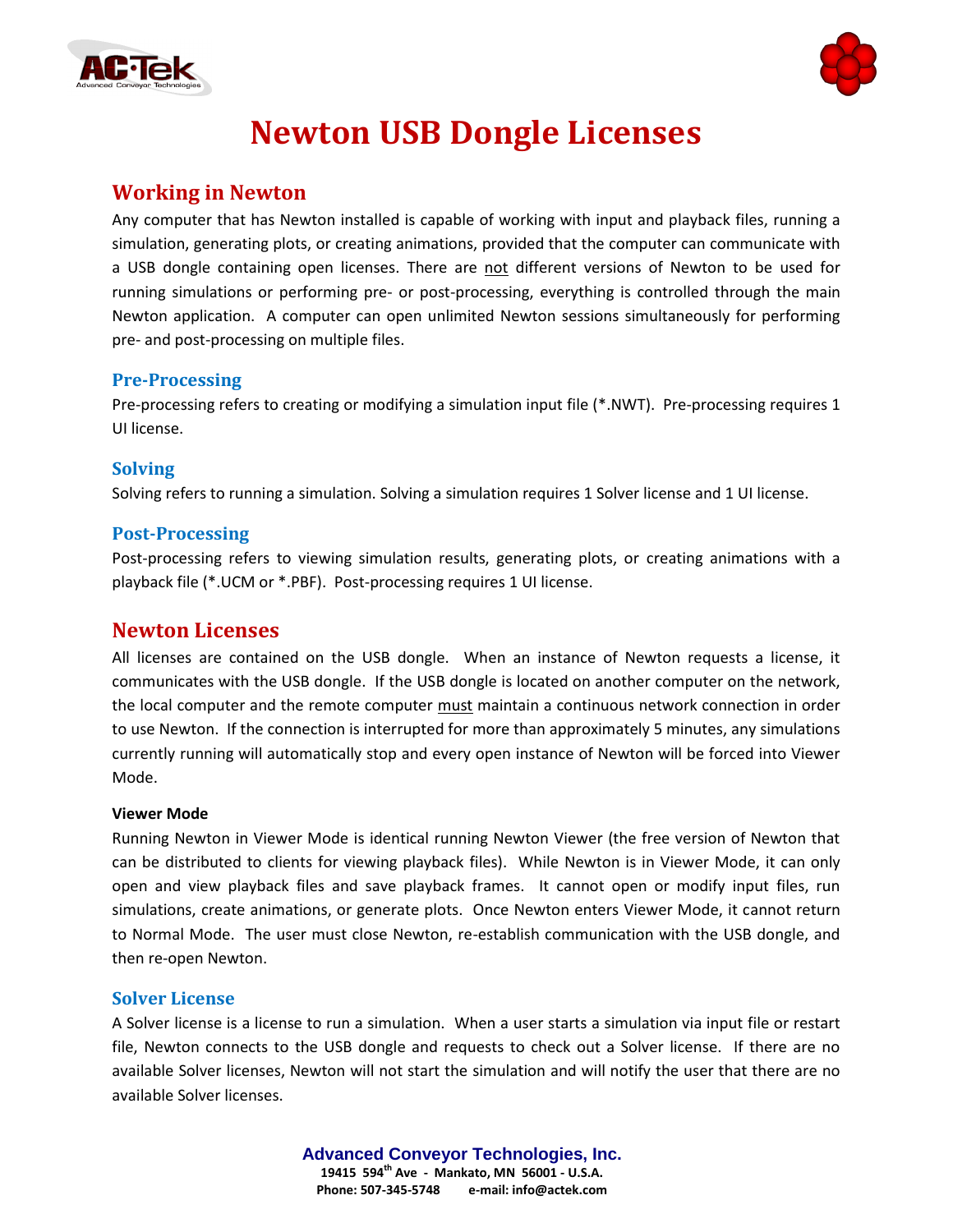# Newton USB Dongle Licenses

## Working in Newton

Any computer that has Newton installed is capable of working with input and playback files, running a simulation, generating plots, or creating animations, provided that the computer can communicate with a USB dongle containing open licenses. There are not different versions of Newton to be used for running simulations or performing pre- or post-processing, everything is controlled through the main Newton application. A computer can open unlimited Newton sessions simultaneously for performing pre- and post-processing on multiple files.

### Pre-Processing

Pre-processing refers to creating or modifying a simulation input file (*.NWT). Pre-processing requires 1 UI license.

### Solving

Solving refers to running a simulation. Solving a simulation requires 1 Solver license and 1 UI license.

### Post-Processing

Post-processing refers to viewing simulation results, generating plots, or creating animations with a playback file (*.UCM or *.PBF). Post-processing requires 1 UI license.

## Newton Licenses

All licenses are contained on the USB dongle. When an instance of Newton requests a license, it communicates with the USB dongle. If the USB dongle is located on another computer on the network, the local computer and the remote computer must maintain a continuous network connection in order to use Newton. If the connection is interrupted for more than approximately 5 minutes, any simulations currently running will automatically stop and every open instance of Newton will be forced into Viewer Mode.

#### Viewer Mode

Running Newton in Viewer Mode is identical running Newton Viewer (the free version of Newton that can be distributed to clients for viewing playback files). While Newton is in Viewer Mode, it can only open and view playback files and save playback frames. It cannot open or modify input files, run simulations, create animations, or generate plots. Once Newton enters Viewer Mode, it cannot return to Normal Mode. The user must close Newton, re-establish communication with the USB dongle, and then re-open Newton.

### Solver License

A Solver license is a license to run a simulation. When a user starts a simulation via input file or restart file, Newton connects to the USB dongle and requests to check out a Solver license. If there are no available Solver licenses, Newton will not start the simulation and will notify the user that there are no available Solver licenses.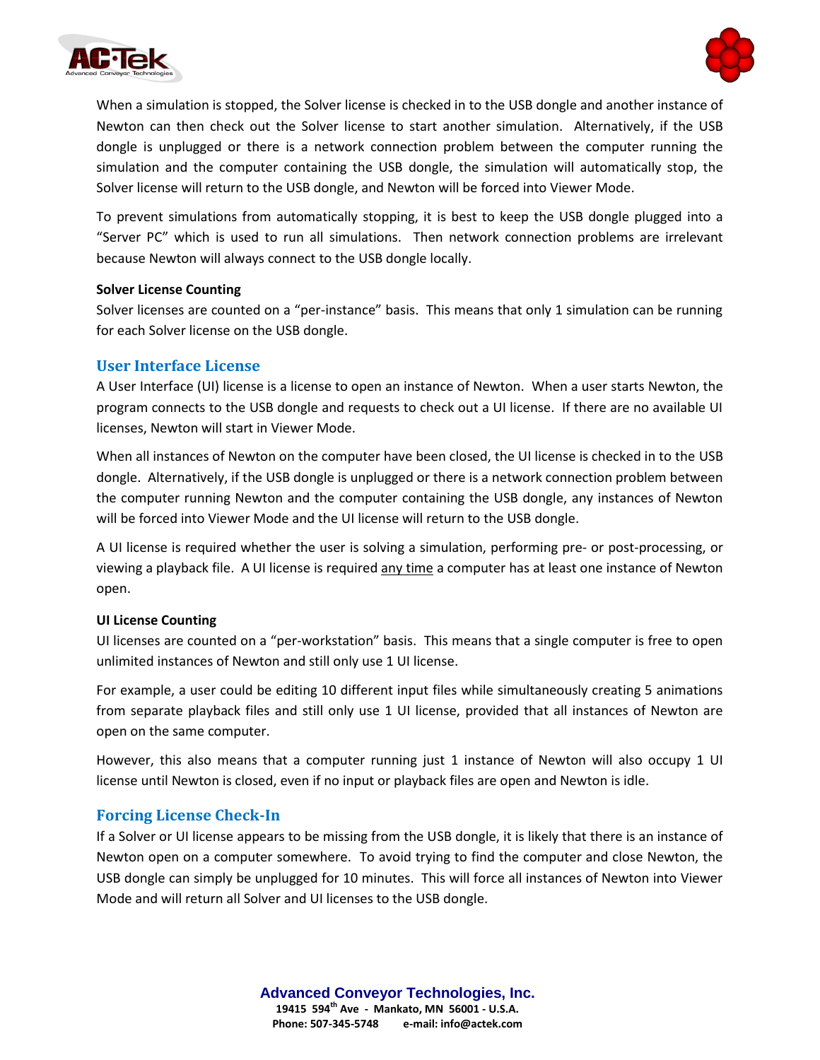When a simulation is stopped, the Solver license is checked in to the USB dongle and another instance of Newton can then check out the Solver license to start another simulation. Alternatively, if the USB dongle is unplugged or there is a network connection problem between the computer running the simulation and the computer containing the USB dongle, the simulation will automatically stop, the Solver license will return to the USB dongle, and Newton will be forced into Viewer Mode.

To prevent simulations from automatically stopping, it is best to keep the USB dongle plugged into a "Server PC" which is used to run all simulations. Then network connection problems are irrelevant because Newton will always connect to the USB dongle locally.

**Solver License Counting**

Solver licenses are counted on a "per-instance" basis. This means that only 1 simulation can be running for each Solver license on the USB dongle.

## User Interface License

A User Interface (UI) license is a license to open an instance of Newton. When a user starts Newton, the program connects to the USB dongle and requests to check out a UI license. If there are no available UI licenses, Newton will start in Viewer Mode.

When all instances of Newton on the computer have been closed, the UI license is checked in to the USB dongle. Alternatively, if the USB dongle is unplugged or there is a network connection problem between the computer running Newton and the computer containing the USB dongle, any instances of Newton will be forced into Viewer Mode and the UI license will return to the USB dongle.

A UI license is required whether the user is solving a simulation, performing pre- or post-processing, or viewing a playback file. A UI license is required <u>any time</u> a computer has at least one instance of Newton open.

**UI License Counting**

UI licenses are counted on a "per-workstation" basis. This means that a single computer is free to open unlimited instances of Newton and still only use 1 UI license.

For example, a user could be editing 10 different input files while simultaneously creating 5 animations from separate playback files and still only use 1 UI license, provided that all instances of Newton are open on the same computer.

However, this also means that a computer running just 1 instance of Newton will also occupy 1 UI license until Newton is closed, even if no input or playback files are open and Newton is idle.

## Forcing License Check-In

If a Solver or UI license appears to be missing from the USB dongle, it is likely that there is an instance of Newton open on a computer somewhere. To avoid trying to find the computer and close Newton, the USB dongle can simply be unplugged for 10 minutes. This will force all instances of Newton into Viewer Mode and will return all Solver and UI licenses to the USB dongle.